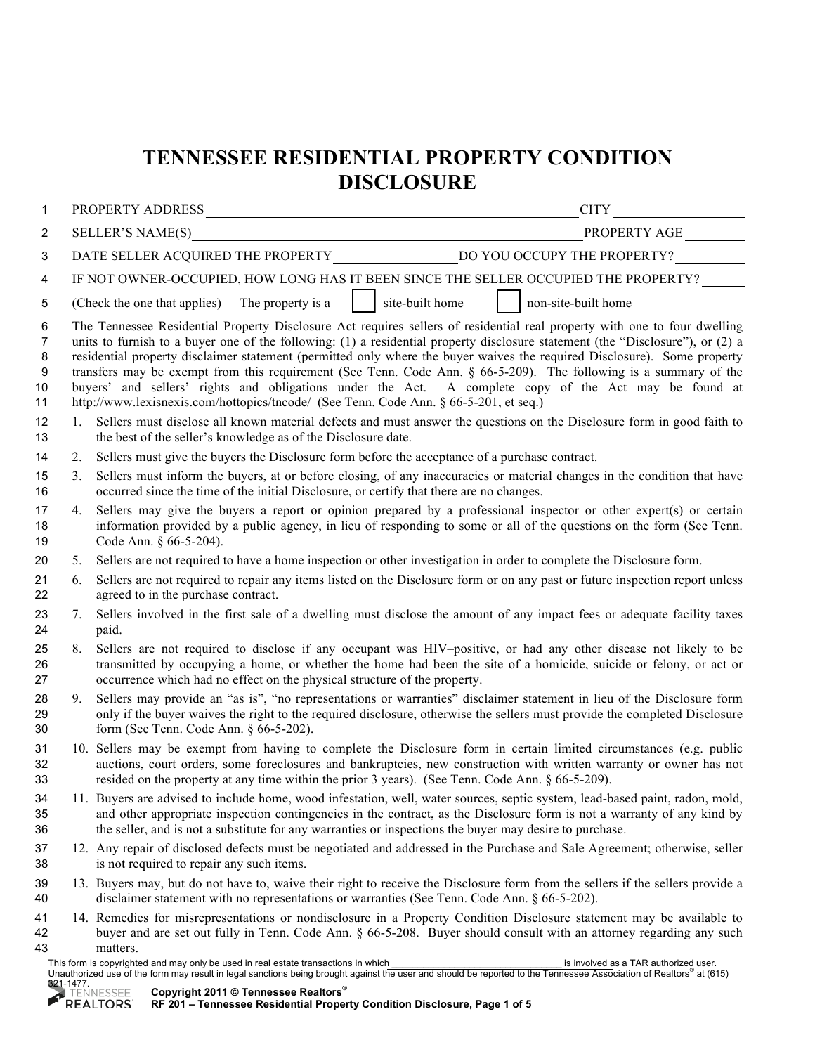# TENNESSEE RESIDENTIAL PROPERTY CONDITION DISCLOSURE

PROPERTY ADDRESS\_\_\_\_\_\_\_\_\_\_\_\_\_\_\_\_\_\_\_\_\_\_\_\_\_\_\_\_\_\_\_\_\_\_\_\_\_\_\_\_\_\_\_\_\_\_\_\_ CITY \_\_\_\_\_\_\_\_\_\_\_\_\_\_

SELLER'S NAME(S)\_\_\_\_\_\_\_\_\_\_\_\_\_\_\_\_\_\_\_\_\_\_\_\_\_\_\_\_\_\_\_\_\_\_\_\_\_\_\_\_\_\_\_\_\_\_\_\_ PROPERTY AGE \_\_\_\_\_\_\_\_

DATE SELLER ACQUIRED THE PROPERTY \_\_\_\_\_\_\_\_\_\_\_\_\_\_\_\_ DO YOU OCCUPY THE PROPERTY? \_\_\_\_\_\_\_\_\_\_

IF NOT OWNER-OCCUPIED, HOW LONG HAS IT BEEN SINCE THE SELLER OCCUPIED THE PROPERTY? \_\_\_\_\_

(Check the one that applies) The property is a ☐ site-built home ☐ non-site-built home

The Tennessee Residential Property Disclosure Act requires sellers of residential real property with one to four dwelling units to furnish to a buyer one of the following: (1) a residential property disclosure statement (the "Disclosure"), or (2) a residential property disclaimer statement (permitted only where the buyer waives the required Disclosure). Some property transfers may be exempt from this requirement (See Tenn. Code Ann. § 66-5-209). The following is a summary of the buyers' and sellers' rights and obligations under the Act. A complete copy of the Act may be found at http://www.lexisnexis.com/hottopics/tncode/ (See Tenn. Code Ann. § 66-5-201, et seq.)

1. Sellers must disclose all known material defects and must answer the questions on the Disclosure form in good faith to the best of the seller's knowledge as of the Disclosure date.
2. Sellers must give the buyers the Disclosure form before the acceptance of a purchase contract.
3. Sellers must inform the buyers, at or before closing, of any inaccuracies or material changes in the condition that have occurred since the time of the initial Disclosure, or certify that there are no changes.
4. Sellers may give the buyers a report or opinion prepared by a professional inspector or other expert(s) or certain information provided by a public agency, in lieu of responding to some or all of the questions on the form (See Tenn. Code Ann. § 66-5-204).
5. Sellers are not required to have a home inspection or other investigation in order to complete the Disclosure form.
6. Sellers are not required to repair any items listed on the Disclosure form or on any past or future inspection report unless agreed to in the purchase contract.
7. Sellers involved in the first sale of a dwelling must disclose the amount of any impact fees or adequate facility taxes paid.
8. Sellers are not required to disclose if any occupant was HIV–positive, or had any other disease not likely to be transmitted by occupying a home, or whether the home had been the site of a homicide, suicide or felony, or act or occurrence which had no effect on the physical structure of the property.
9. Sellers may provide an "as is", "no representations or warranties" disclaimer statement in lieu of the Disclosure form only if the buyer waives the right to the required disclosure, otherwise the sellers must provide the completed Disclosure form (See Tenn. Code Ann. § 66-5-202).
10. Sellers may be exempt from having to complete the Disclosure form in certain limited circumstances (e.g. public auctions, court orders, some foreclosures and bankruptcies, new construction with written warranty or owner has not resided on the property at any time within the prior 3 years). (See Tenn. Code Ann. § 66-5-209).
11. Buyers are advised to include home, wood infestation, well, water sources, septic system, lead-based paint, radon, mold, and other appropriate inspection contingencies in the contract, as the Disclosure form is not a warranty of any kind by the seller, and is not a substitute for any warranties or inspections the buyer may desire to purchase.
12. Any repair of disclosed defects must be negotiated and addressed in the Purchase and Sale Agreement; otherwise, seller is not required to repair any such items.
13. Buyers may, but do not have to, waive their right to receive the Disclosure form from the sellers if the sellers provide a disclaimer statement with no representations or warranties (See Tenn. Code Ann. § 66-5-202).
14. Remedies for misrepresentations or nondisclosure in a Property Condition Disclosure statement may be available to buyer and are set out fully in Tenn. Code Ann. § 66-5-208. Buyer should consult with an attorney regarding any such matters.

This form is copyrighted and may only be used in real estate transactions in which \_\_\_\_\_\_\_\_\_\_\_\_\_\_\_\_\_\_\_\_\_\_\_\_\_\_\_\_\_\_ is involved as a TAR authorized user. Unauthorized use of the form may result in legal sanctions being brought against the user and should be reported to the Tennessee Association of Realtors® at (615) 321-1477.

**Copyright 2011 © Tennessee Realtors®**

**RF 201 – Tennessee Residential Property Condition Disclosure**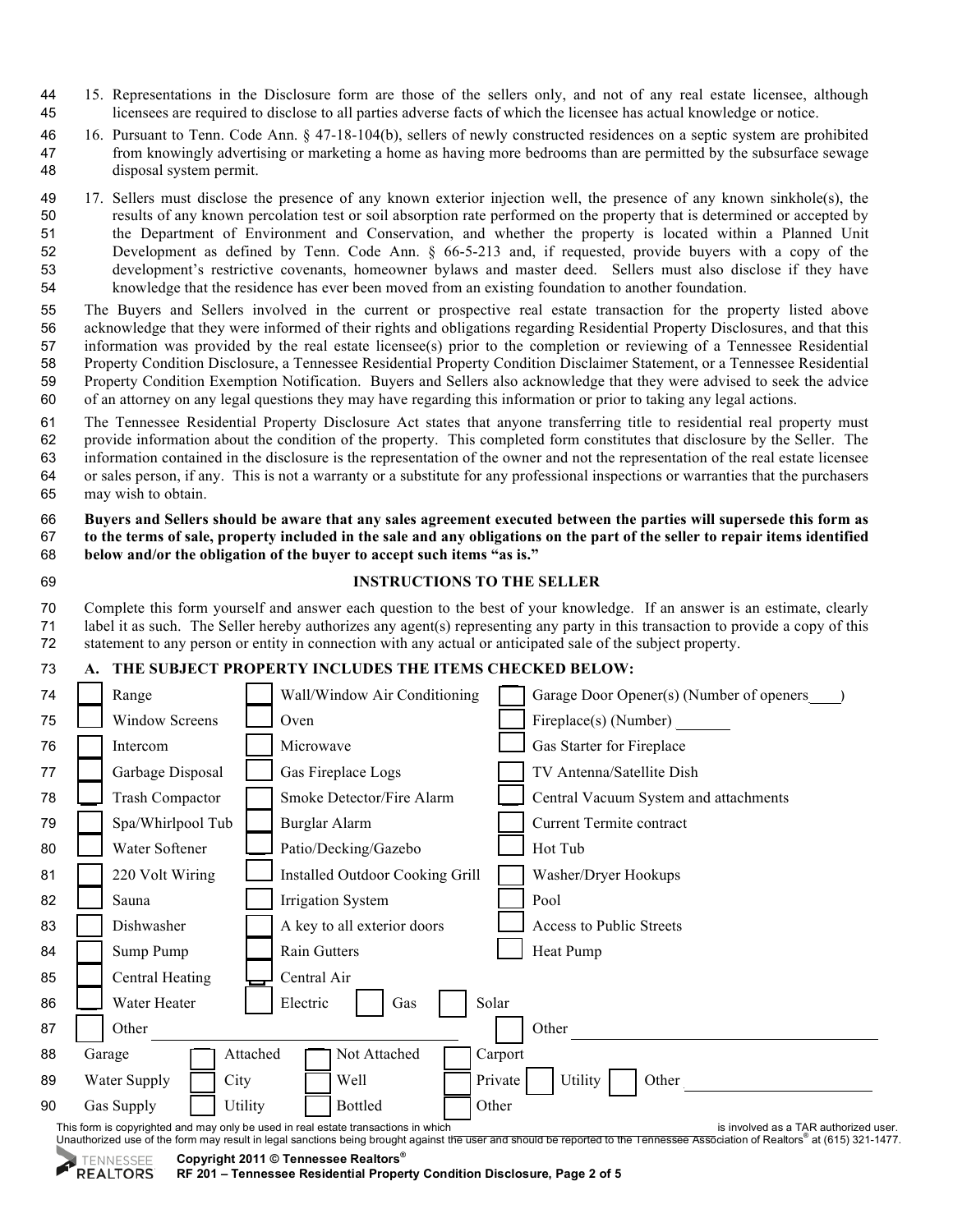15. Representations in the Disclosure form are those of the sellers only, and not of any real estate licensee, although licensees are required to disclose to all parties adverse facts of which the licensee has actual knowledge or notice.

16. Pursuant to Tenn. Code Ann. § 47-18-104(b), sellers of newly constructed residences on a septic system are prohibited from knowingly advertising or marketing a home as having more bedrooms than are permitted by the subsurface sewage disposal system permit.

17. Sellers must disclose the presence of any known exterior injection well, the presence of any known sinkhole(s), the results of any known percolation test or soil absorption rate performed on the property that is determined or accepted by the Department of Environment and Conservation, and whether the property is located within a Planned Unit Development as defined by Tenn. Code Ann. § 66-5-213 and, if requested, provide buyers with a copy of the development's restrictive covenants, homeowner bylaws and master deed. Sellers must also disclose if they have knowledge that the residence has ever been moved from an existing foundation to another foundation.

The Buyers and Sellers involved in the current or prospective real estate transaction for the property listed above acknowledge that they were informed of their rights and obligations regarding Residential Property Disclosures, and that this information was provided by the real estate licensee(s) prior to the completion or reviewing of a Tennessee Residential Property Condition Disclosure, a Tennessee Residential Property Condition Disclaimer Statement, or a Tennessee Residential Property Condition Exemption Notification. Buyers and Sellers also acknowledge that they were advised to seek the advice of an attorney on any legal questions they may have regarding this information or prior to taking any legal actions.

The Tennessee Residential Property Disclosure Act states that anyone transferring title to residential real property must provide information about the condition of the property. This completed form constitutes that disclosure by the Seller. The information contained in the disclosure is the representation of the owner and not the representation of the real estate licensee or sales person, if any. This is not a warranty or a substitute for any professional inspections or warranties that the purchasers may wish to obtain.

**Buyers and Sellers should be aware that any sales agreement executed between the parties will supersede this form as to the terms of sale, property included in the sale and any obligations on the part of the seller to repair items identified below and/or the obligation of the buyer to accept such items "as is."**

## INSTRUCTIONS TO THE SELLER

Complete this form yourself and answer each question to the best of your knowledge. If an answer is an estimate, clearly label it as such. The Seller hereby authorizes any agent(s) representing any party in this transaction to provide a copy of this statement to any person or entity in connection with any actual or anticipated sale of the subject property.

**A. THE SUBJECT PROPERTY INCLUDES THE ITEMS CHECKED BELOW:**

| | | |
|---|---|---|
| ☐ Range | ☐ Wall/Window Air Conditioning | ☐ Garage Door Opener(s) (Number of openers____) |
| ☐ Window Screens | ☐ Oven | ☐ Fireplace(s) (Number) _______ |
| ☐ Intercom | ☐ Microwave | ☐ Gas Starter for Fireplace |
| ☐ Garbage Disposal | ☐ Gas Fireplace Logs | ☐ TV Antenna/Satellite Dish |
| ☐ Trash Compactor | ☐ Smoke Detector/Fire Alarm | ☐ Central Vacuum System and attachments |
| ☐ Spa/Whirlpool Tub | ☐ Burglar Alarm | ☐ Current Termite contract |
| ☐ Water Softener | ☐ Patio/Decking/Gazebo | ☐ Hot Tub |
| ☐ 220 Volt Wiring | ☐ Installed Outdoor Cooking Grill | ☐ Washer/Dryer Hookups |
| ☐ Sauna | ☐ Irrigation System | ☐ Pool |
| ☐ Dishwasher | ☐ A key to all exterior doors | ☐ Access to Public Streets |
| ☐ Sump Pump | ☐ Rain Gutters | ☐ Heat Pump |
| ☐ Central Heating | ☐ Central Air | |
| ☐ Water Heater | ☐ Electric ☐ Gas ☐ Solar | |
| ☐ Other ____________ | | ☐ Other ____________ |

Garage ☐ Attached ☐ Not Attached ☐ Carport

Water Supply ☐ City ☐ Well ☐ Private ☐ Utility ☐ Other ____________

Gas Supply ☐ Utility ☐ Bottled ☐ Other

This form is copyrighted and may only be used in real estate transactions in which ____________ is involved as a TAR authorized user. Unauthorized use of the form may result in legal sanctions being brought against the user and should be reported to the Tennessee Association of Realtors® at (615) 321-1477.

**Copyright 2011 © Tennessee Realtors®**
**RF 201 – Tennessee Residential Property Condition Disclosure**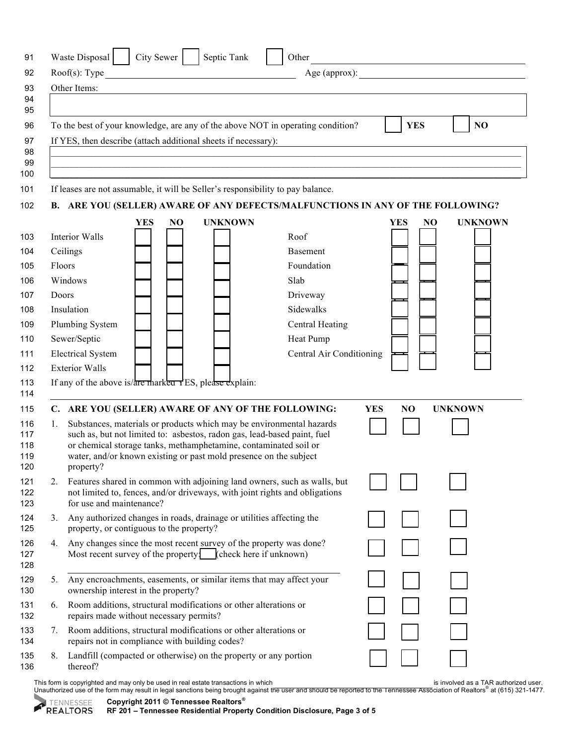Waste Disposal ☐ City Sewer ☐ Septic Tank ☐ Other ____________________

Roof(s): Type ____________________ Age (approx): ____________________

Other Items:

____________________

To the best of your knowledge, are any of the above NOT in operating condition? ☐ **YES** ☐ **NO**

If YES, then describe (attach additional sheets if necessary):

____________________

If leases are not assumable, it will be Seller's responsibility to pay balance.

**B. ARE YOU (SELLER) AWARE OF ANY DEFECTS/MALFUNCTIONS IN ANY OF THE FOLLOWING?**

| | YES | NO | UNKNOWN | | YES | NO | UNKNOWN |
|---|---|---|---|---|---|---|---|
| Interior Walls | ☐ | ☐ | ☐ | Roof | ☐ | ☐ | ☐ |
| Ceilings | ☐ | ☐ | ☐ | Basement | ☐ | ☐ | ☐ |
| Floors | ☐ | ☐ | ☐ | Foundation | ☐ | ☐ | ☐ |
| Windows | ☐ | ☐ | ☐ | Slab | ☐ | ☐ | ☐ |
| Doors | ☐ | ☐ | ☐ | Driveway | ☐ | ☐ | ☐ |
| Insulation | ☐ | ☐ | ☐ | Sidewalks | ☐ | ☐ | ☐ |
| Plumbing System | ☐ | ☐ | ☐ | Central Heating | ☐ | ☐ | ☐ |
| Sewer/Septic | ☐ | ☐ | ☐ | Heat Pump | ☐ | ☐ | ☐ |
| Electrical System | ☐ | ☐ | ☐ | Central Air Conditioning | ☐ | ☐ | ☐ |
| Exterior Walls | ☐ | ☐ | ☐ | | | | |

If any of the above is/are marked YES, please explain:

____________________

**C. ARE YOU (SELLER) AWARE OF ANY OF THE FOLLOWING:**

| | YES | NO | UNKNOWN |
|---|---|---|---|
| 1. Substances, materials or products which may be environmental hazards such as, but not limited to: asbestos, radon gas, lead-based paint, fuel or chemical storage tanks, methamphetamine, contaminated soil or water, and/or known existing or past mold presence on the subject property? | ☐ | ☐ | ☐ |
| 2. Features shared in common with adjoining land owners, such as walls, but not limited to, fences, and/or driveways, with joint rights and obligations for use and maintenance? | ☐ | ☐ | ☐ |
| 3. Any authorized changes in roads, drainage or utilities affecting the property, or contiguous to the property? | ☐ | ☐ | ☐ |
| 4. Any changes since the most recent survey of the property was done? Most recent survey of the property: ☐ (check here if unknown) ____________________ | ☐ | ☐ | ☐ |
| 5. Any encroachments, easements, or similar items that may affect your ownership interest in the property? | ☐ | ☐ | ☐ |
| 6. Room additions, structural modifications or other alterations or repairs made without necessary permits? | ☐ | ☐ | ☐ |
| 7. Room additions, structural modifications or other alterations or repairs not in compliance with building codes? | ☐ | ☐ | ☐ |
| 8. Landfill (compacted or otherwise) on the property or any portion thereof? | ☐ | ☐ | ☐ |

This form is copyrighted and may only be used in real estate transactions in which ____________________ is involved as a TAR authorized user. Unauthorized use of the form may result in legal sanctions being brought against the user and should be reported to the Tennessee Association of Realtors® at (615) 321-1477.

**Copyright 2011 © Tennessee Realtors®**
**RF 201 – Tennessee Residential Property Condition Disclosure, Page 3 of 5**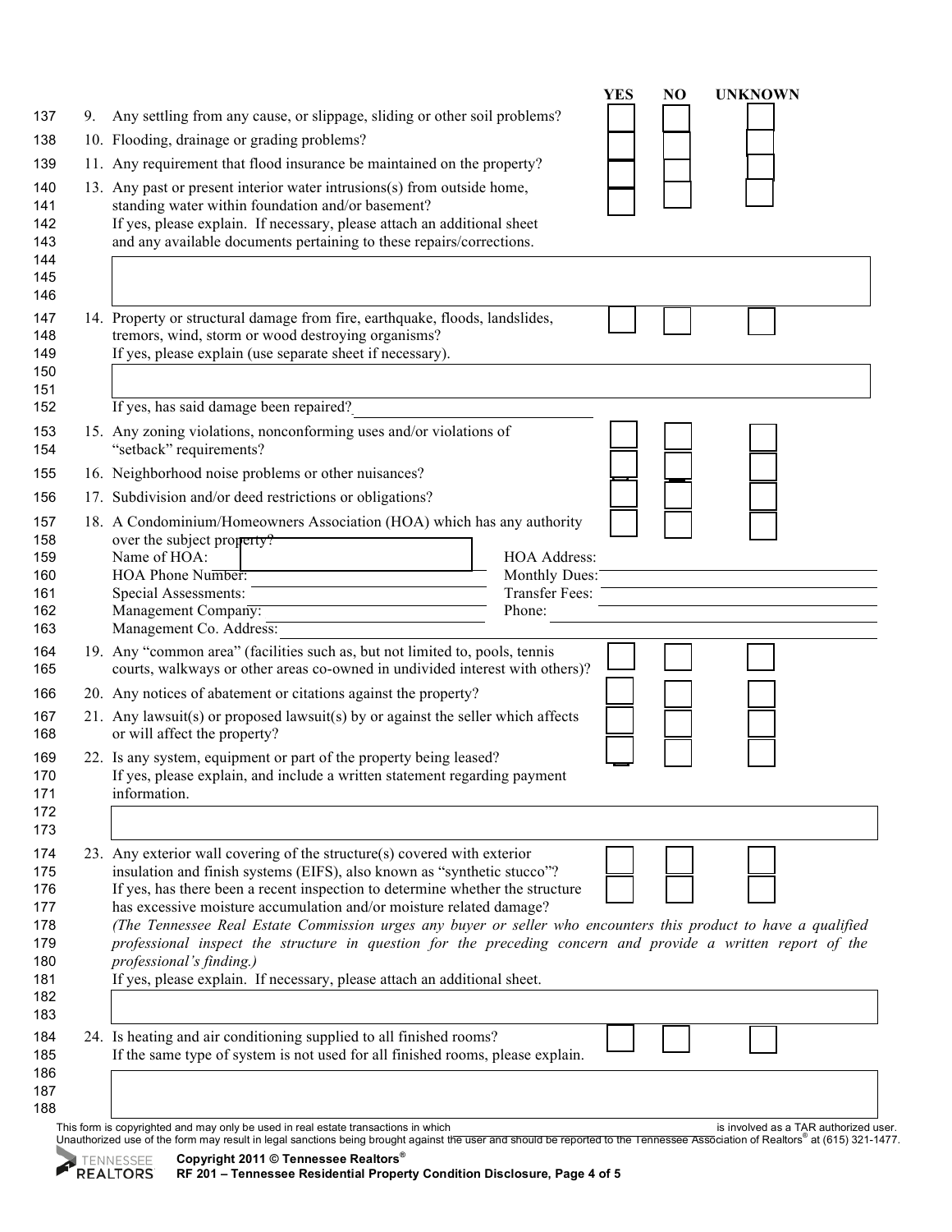| | | YES | NO | UNKNOWN |
|---|---|---|---|---|
| 9. | Any settling from any cause, or slippage, sliding or other soil problems? | ☐ | ☐ | ☐ |
| 10. | Flooding, drainage or grading problems? | ☐ | ☐ | ☐ |
| 11. | Any requirement that flood insurance be maintained on the property? | ☐ | ☐ | ☐ |
| 13. | Any past or present interior water intrusions(s) from outside home, standing water within foundation and/or basement? If yes, please explain. If necessary, please attach an additional sheet and any available documents pertaining to these repairs/corrections. | ☐ | ☐ | ☐ |

______________________________

| | | YES | NO | UNKNOWN |
|---|---|---|---|---|
| 14. | Property or structural damage from fire, earthquake, floods, landslides, tremors, wind, storm or wood destroying organisms? If yes, please explain (use separate sheet if necessary). | ☐ | ☐ | ☐ |

______________________________

If yes, has said damage been repaired? ______________________________

| | | YES | NO | UNKNOWN |
|---|---|---|---|---|
| 15. | Any zoning violations, nonconforming uses and/or violations of "setback" requirements? | ☐ | ☐ | ☐ |
| 16. | Neighborhood noise problems or other nuisances? | ☐ | ☐ | ☐ |
| 17. | Subdivision and/or deed restrictions or obligations? | ☐ | ☐ | ☐ |
| 18. | A Condominium/Homeowners Association (HOA) which has any authority over the subject property? | ☐ | ☐ | ☐ |

Name of HOA: ______________________________ HOA Address: ______________________________
HOA Phone Number: ______________________________ Monthly Dues: ______________________________
Special Assessments: ______________________________ Transfer Fees: ______________________________
Management Company: ______________________________ Phone: ______________________________
Management Co. Address: ______________________________

| | | YES | NO | UNKNOWN |
|---|---|---|---|---|
| 19. | Any "common area" (facilities such as, but not limited to, pools, tennis courts, walkways or other areas co-owned in undivided interest with others)? | ☐ | ☐ | ☐ |
| 20. | Any notices of abatement or citations against the property? | ☐ | ☐ | ☐ |
| 21. | Any lawsuit(s) or proposed lawsuit(s) by or against the seller which affects or will affect the property? | ☐ | ☐ | ☐ |
| 22. | Is any system, equipment or part of the property being leased? If yes, please explain, and include a written statement regarding payment information. | ☐ | ☐ | ☐ |

______________________________

| | | YES | NO | UNKNOWN |
|---|---|---|---|---|
| 23. | Any exterior wall covering of the structure(s) covered with exterior insulation and finish systems (EIFS), also known as "synthetic stucco"? | ☐ | ☐ | ☐ |
| | If yes, has there been a recent inspection to determine whether the structure has excessive moisture accumulation and/or moisture related damage? | ☐ | ☐ | ☐ |

*(The Tennessee Real Estate Commission urges any buyer or seller who encounters this product to have a qualified professional inspect the structure in question for the preceding concern and provide a written report of the professional's finding.)*

If yes, please explain. If necessary, please attach an additional sheet.

______________________________

| | | YES | NO | UNKNOWN |
|---|---|---|---|---|
| 24. | Is heating and air conditioning supplied to all finished rooms? If the same type of system is not used for all finished rooms, please explain. | ☐ | ☐ | ☐ |

______________________________

This form is copyrighted and may only be used in real estate transactions in which ______________________________ is involved as a TAR authorized user. Unauthorized use of the form may result in legal sanctions being brought against the user and should be reported to the Tennessee Association of Realtors® at (615) 321-1477.

**Copyright 2011 © Tennessee Realtors®**
**RF 201 – Tennessee Residential Property Condition Disclosure**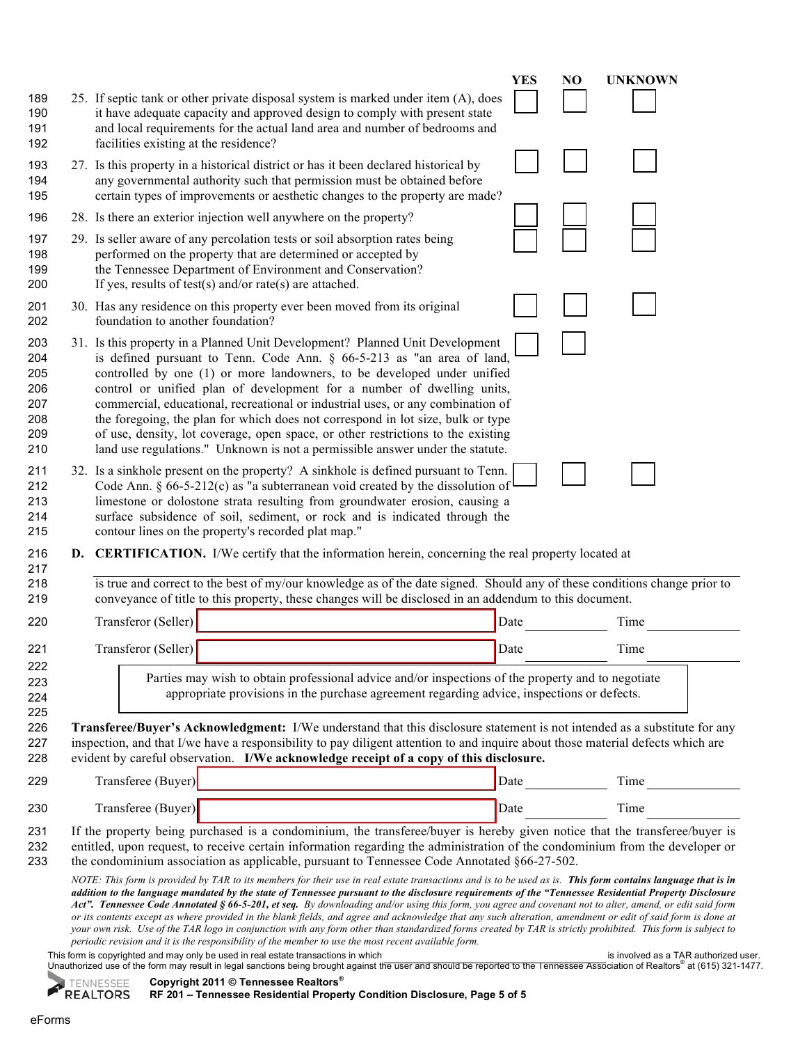| | YES | NO | UNKNOWN |
|---|---|---|---|
| 25. If septic tank or other private disposal system is marked under item (A), does it have adequate capacity and approved design to comply with present state and local requirements for the actual land area and number of bedrooms and facilities existing at the residence? | ☐ | ☐ | ☐ |
| 27. Is this property in a historical district or has it been declared historical by any governmental authority such that permission must be obtained before certain types of improvements or aesthetic changes to the property are made? | ☐ | ☐ | ☐ |
| 28. Is there an exterior injection well anywhere on the property? | ☐ | ☐ | ☐ |
| 29. Is seller aware of any percolation tests or soil absorption rates being performed on the property that are determined or accepted by the Tennessee Department of Environment and Conservation? If yes, results of test(s) and/or rate(s) are attached. | ☐ | ☐ | ☐ |
| 30. Has any residence on this property ever been moved from its original foundation to another foundation? | ☐ | ☐ | ☐ |
| 31. Is this property in a Planned Unit Development? Planned Unit Development is defined pursuant to Tenn. Code Ann. § 66-5-213 as "an area of land, controlled by one (1) or more landowners, to be developed under unified control or unified plan of development for a number of dwelling units, commercial, educational, recreational or industrial uses, or any combination of the foregoing, the plan for which does not correspond in lot size, bulk or type of use, density, lot coverage, open space, or other restrictions to the existing land use regulations." Unknown is not a permissible answer under the statute. | ☐ | ☐ | |
| 32. Is a sinkhole present on the property? A sinkhole is defined pursuant to Tenn. Code Ann. § 66-5-212(c) as "a subterranean void created by the dissolution of limestone or dolostone strata resulting from groundwater erosion, causing a surface subsidence of soil, sediment, or rock and is indicated through the contour lines on the property's recorded plat map." | ☐ | ☐ | ☐ |

**D. CERTIFICATION.** I/We certify that the information herein, concerning the real property located at

_______________________________________________

is true and correct to the best of my/our knowledge as of the date signed. Should any of these conditions change prior to conveyance of title to this property, these changes will be disclosed in an addendum to this document.

Transferor (Seller) ______________________ Date __________ Time __________

Transferor (Seller) ______________________ Date __________ Time __________

> Parties may wish to obtain professional advice and/or inspections of the property and to negotiate appropriate provisions in the purchase agreement regarding advice, inspections or defects.

**Transferee/Buyer's Acknowledgment:** I/We understand that this disclosure statement is not intended as a substitute for any inspection, and that I/we have a responsibility to pay diligent attention to and inquire about those material defects which are evident by careful observation. **I/We acknowledge receipt of a copy of this disclosure.**

Transferee (Buyer) ______________________ Date __________ Time __________

Transferee (Buyer) ______________________ Date __________ Time __________

If the property being purchased is a condominium, the transferee/buyer is hereby given notice that the transferee/buyer is entitled, upon request, to receive certain information regarding the administration of the condominium from the developer or the condominium association as applicable, pursuant to Tennessee Code Annotated §66-27-502.

*NOTE: This form is provided by TAR to its members for their use in real estate transactions and is to be used as is.* ***This form contains language that is in addition to the language mandated by the state of Tennessee pursuant to the disclosure requirements of the "Tennessee Residential Property Disclosure Act". Tennessee Code Annotated § 66-5-201, et seq.*** *By downloading and/or using this form, you agree and covenant not to alter, amend, or edit said form or its contents except as where provided in the blank fields, and agree and acknowledge that any such alteration, amendment or edit of said form is done at your own risk. Use of the TAR logo in conjunction with any form other than standardized forms created by TAR is strictly prohibited. This form is subject to periodic revision and it is the responsibility of the member to use the most recent available form.*

This form is copyrighted and may only be used in real estate transactions in which ______________ is involved as a TAR authorized user. Unauthorized use of the form may result in legal sanctions being brought against the user and should be reported to the Tennessee Association of Realtors® at (615) 321-1477.

**Copyright 2011 © Tennessee Realtors®**
**RF 201 – Tennessee Residential Property Condition Disclosure, Page 5 of 5**